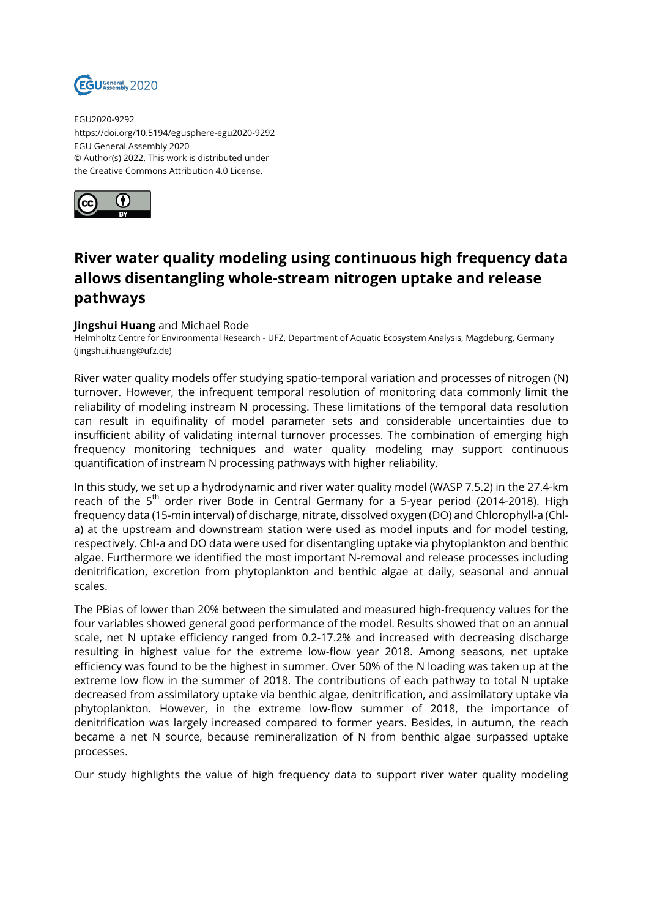EGU2020-9292
https://doi.org/10.5194/egusphere-egu2020-9292
EGU General Assembly 2020
© Author(s) 2022. This work is distributed under
the Creative Commons Attribution 4.0 License.

# River water quality modeling using continuous high frequency data allows disentangling whole-stream nitrogen uptake and release pathways

**Jingshui Huang** and Michael Rode

Helmholtz Centre for Environmental Research - UFZ, Department of Aquatic Ecosystem Analysis, Magdeburg, Germany (jingshui.huang@ufz.de)

River water quality models offer studying spatio-temporal variation and processes of nitrogen (N) turnover. However, the infrequent temporal resolution of monitoring data commonly limit the reliability of modeling instream N processing. These limitations of the temporal data resolution can result in equifinality of model parameter sets and considerable uncertainties due to insufficient ability of validating internal turnover processes. The combination of emerging high frequency monitoring techniques and water quality modeling may support continuous quantification of instream N processing pathways with higher reliability.

In this study, we set up a hydrodynamic and river water quality model (WASP 7.5.2) in the 27.4-km reach of the 5$^{th}$ order river Bode in Central Germany for a 5-year period (2014-2018). High frequency data (15-min interval) of discharge, nitrate, dissolved oxygen (DO) and Chlorophyll-a (Chl-a) at the upstream and downstream station were used as model inputs and for model testing, respectively. Chl-a and DO data were used for disentangling uptake via phytoplankton and benthic algae. Furthermore we identified the most important N-removal and release processes including denitrification, excretion from phytoplankton and benthic algae at daily, seasonal and annual scales.

The PBias of lower than 20% between the simulated and measured high-frequency values for the four variables showed general good performance of the model. Results showed that on an annual scale, net N uptake efficiency ranged from 0.2-17.2% and increased with decreasing discharge resulting in highest value for the extreme low-flow year 2018. Among seasons, net uptake efficiency was found to be the highest in summer. Over 50% of the N loading was taken up at the extreme low flow in the summer of 2018. The contributions of each pathway to total N uptake decreased from assimilatory uptake via benthic algae, denitrification, and assimilatory uptake via phytoplankton. However, in the extreme low-flow summer of 2018, the importance of denitrification was largely increased compared to former years. Besides, in autumn, the reach became a net N source, because remineralization of N from benthic algae surpassed uptake processes.

Our study highlights the value of high frequency data to support river water quality modeling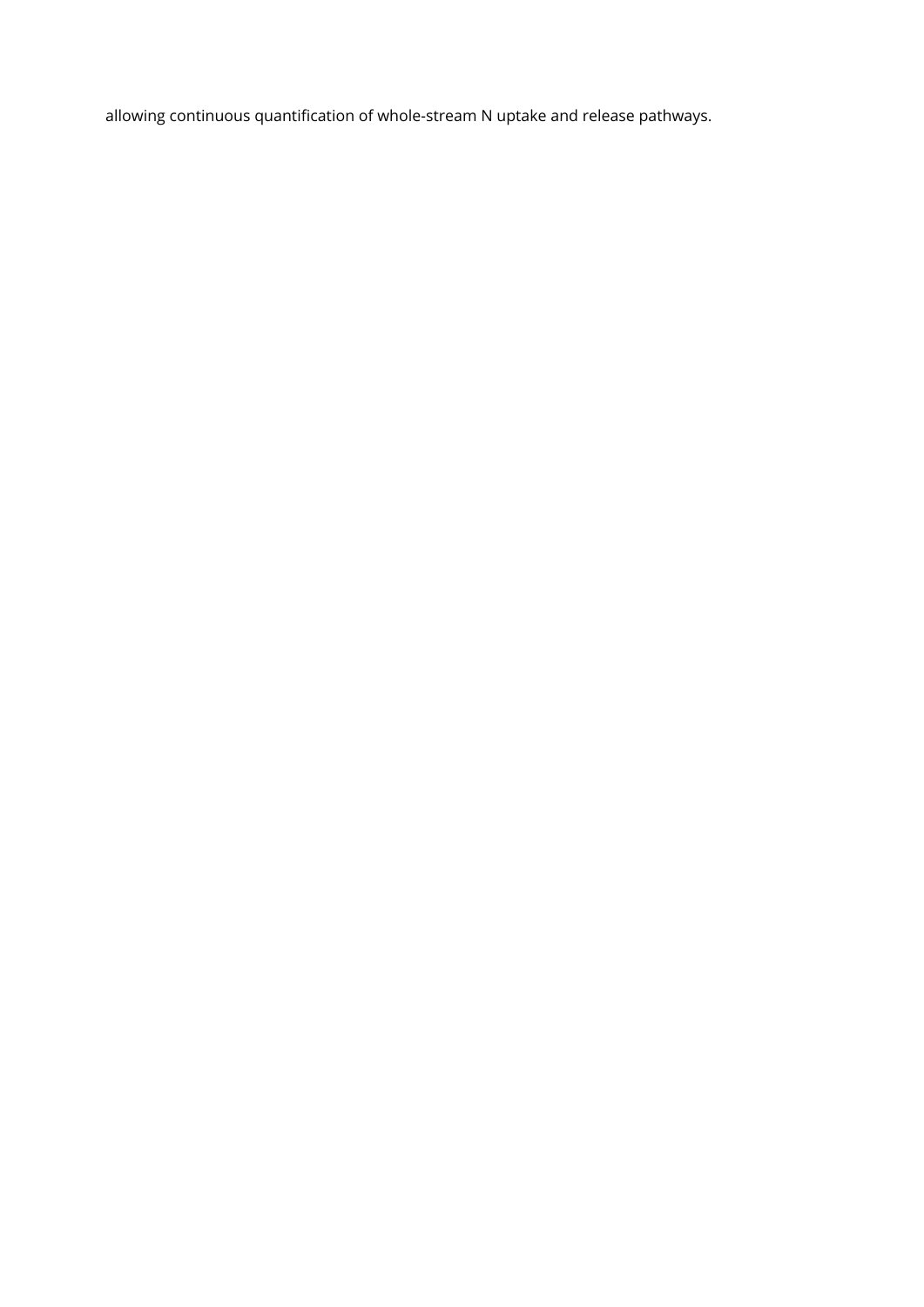allowing continuous quantification of whole-stream N uptake and release pathways.